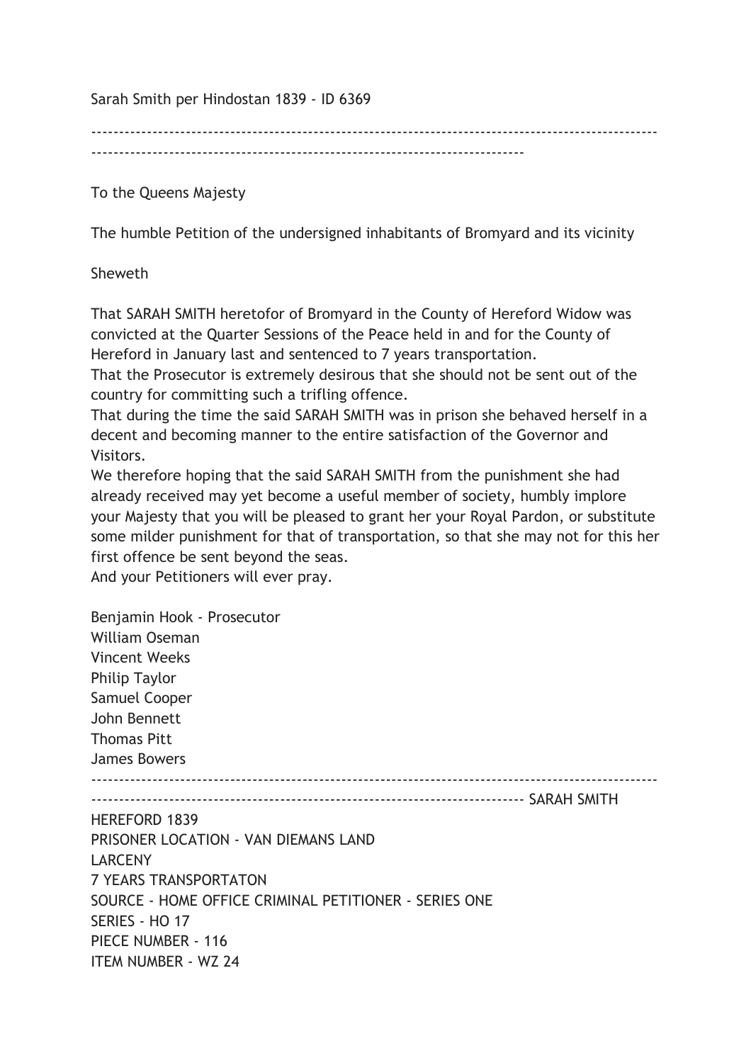Sarah Smith per Hindostan 1839 - ID 6369

---

To the Queens Majesty

The humble Petition of the undersigned inhabitants of Bromyard and its vicinity

Sheweth

That SARAH SMITH heretofor of Bromyard in the County of Hereford Widow was convicted at the Quarter Sessions of the Peace held in and for the County of Hereford in January last and sentenced to 7 years transportation.
That the Prosecutor is extremely desirous that she should not be sent out of the country for committing such a trifling offence.
That during the time the said SARAH SMITH was in prison she behaved herself in a decent and becoming manner to the entire satisfaction of the Governor and Visitors.
We therefore hoping that the said SARAH SMITH from the punishment she had already received may yet become a useful member of society, humbly implore your Majesty that you will be pleased to grant her your Royal Pardon, or substitute some milder punishment for that of transportation, so that she may not for this her first offence be sent beyond the seas.
And your Petitioners will ever pray.

Benjamin Hook - Prosecutor
William Oseman
Vincent Weeks
Philip Taylor
Samuel Cooper
John Bennett
Thomas Pitt
James Bowers

---

SARAH SMITH
HEREFORD 1839
PRISONER LOCATION - VAN DIEMANS LAND
LARCENY
7 YEARS TRANSPORTATON
SOURCE - HOME OFFICE CRIMINAL PETITIONER - SERIES ONE
SERIES - HO 17
PIECE NUMBER - 116
ITEM NUMBER - WZ 24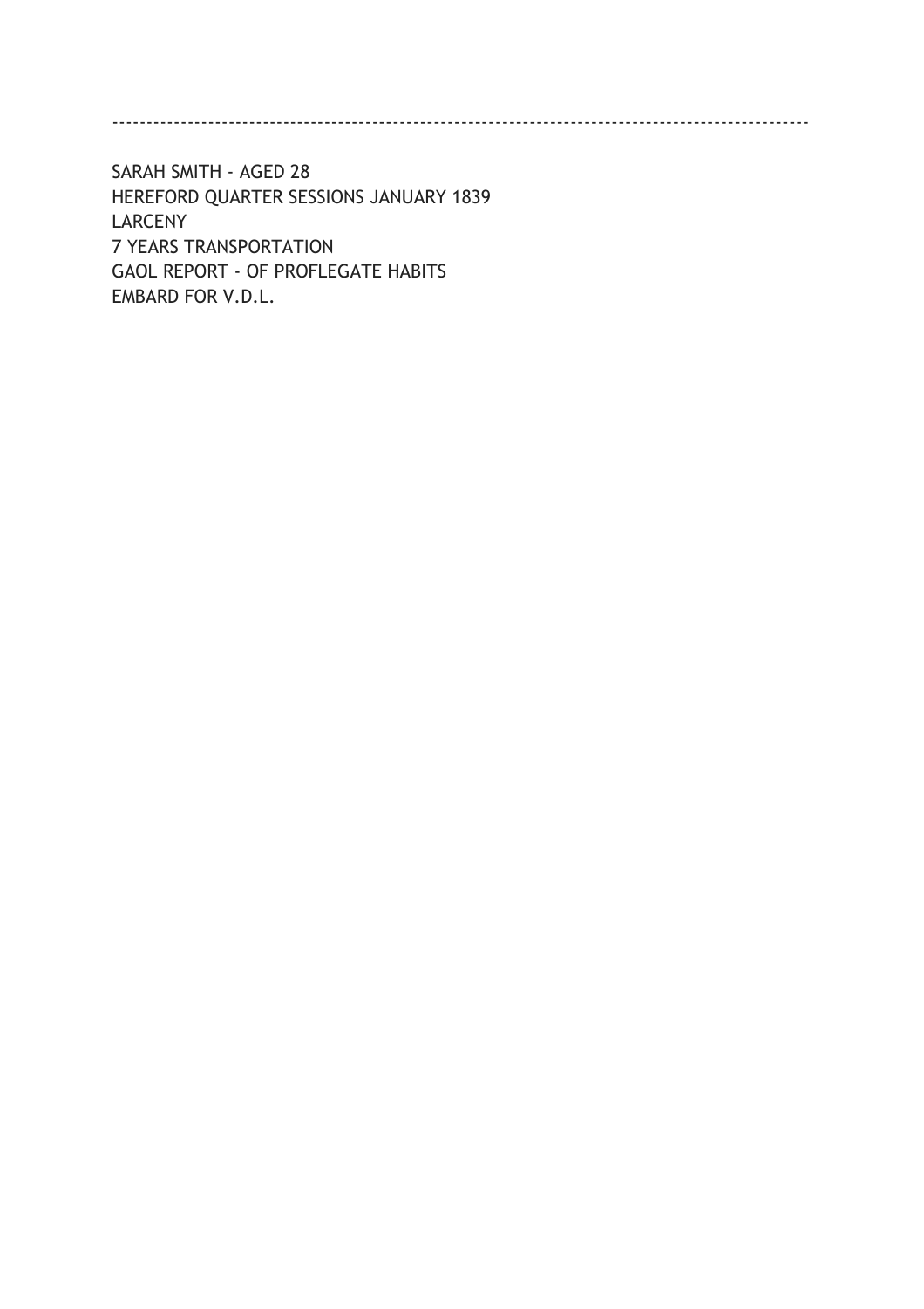---

SARAH SMITH - AGED 28
HEREFORD QUARTER SESSIONS JANUARY 1839
LARCENY
7 YEARS TRANSPORTATION
GAOL REPORT - OF PROFLEGATE HABITS
EMBARD FOR V.D.L.